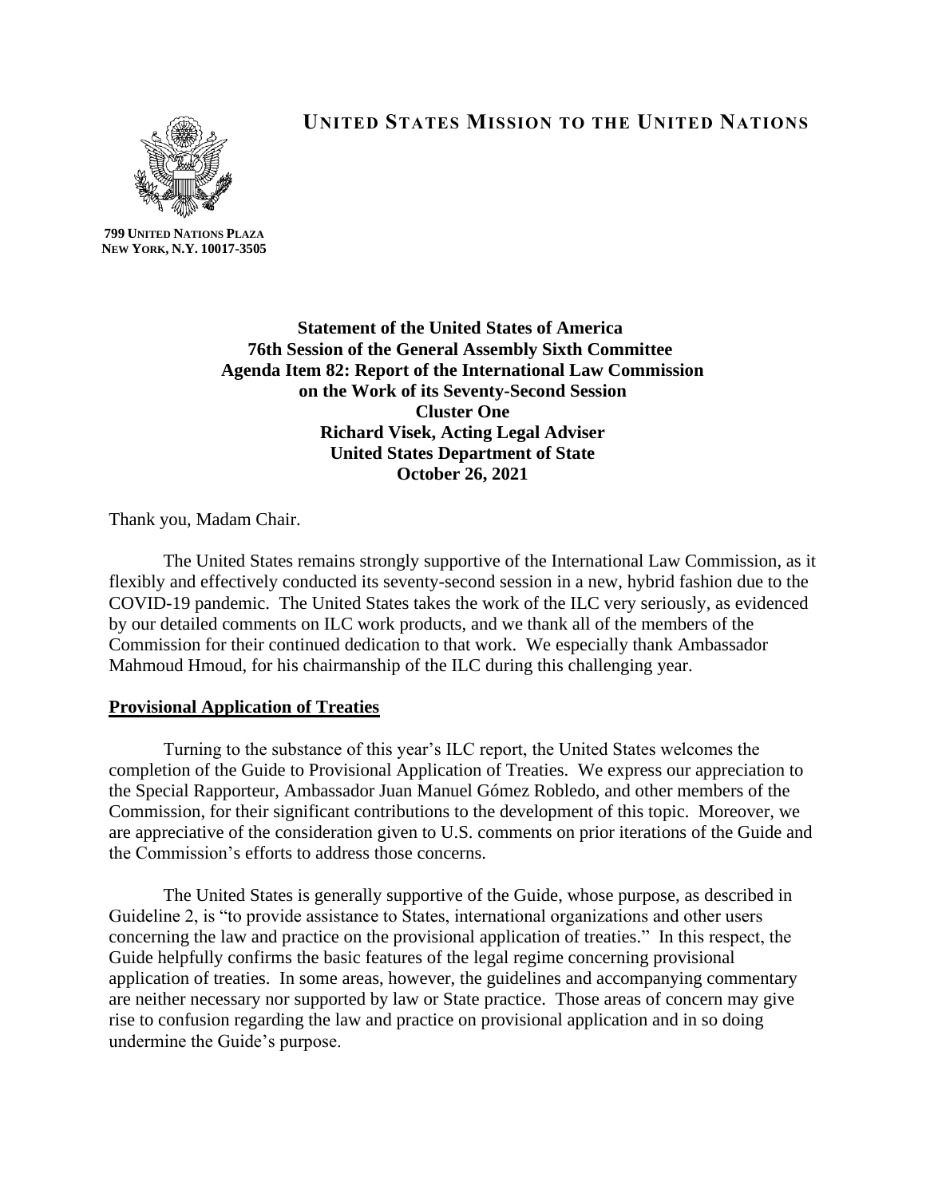# UNITED STATES MISSION TO THE UNITED NATIONS

**799 UNITED NATIONS PLAZA**
**NEW YORK, N.Y. 10017-3505**

**Statement of the United States of America**
**76th Session of the General Assembly Sixth Committee**
**Agenda Item 82: Report of the International Law Commission on the Work of its Seventy-Second Session**
**Cluster One**
**Richard Visek, Acting Legal Adviser**
**United States Department of State**
**October 26, 2021**

Thank you, Madam Chair.

The United States remains strongly supportive of the International Law Commission, as it flexibly and effectively conducted its seventy-second session in a new, hybrid fashion due to the COVID-19 pandemic. The United States takes the work of the ILC very seriously, as evidenced by our detailed comments on ILC work products, and we thank all of the members of the Commission for their continued dedication to that work. We especially thank Ambassador Mahmoud Hmoud, for his chairmanship of the ILC during this challenging year.

## Provisional Application of Treaties

Turning to the substance of this year's ILC report, the United States welcomes the completion of the Guide to Provisional Application of Treaties. We express our appreciation to the Special Rapporteur, Ambassador Juan Manuel Gómez Robledo, and other members of the Commission, for their significant contributions to the development of this topic. Moreover, we are appreciative of the consideration given to U.S. comments on prior iterations of the Guide and the Commission's efforts to address those concerns.

The United States is generally supportive of the Guide, whose purpose, as described in Guideline 2, is "to provide assistance to States, international organizations and other users concerning the law and practice on the provisional application of treaties." In this respect, the Guide helpfully confirms the basic features of the legal regime concerning provisional application of treaties. In some areas, however, the guidelines and accompanying commentary are neither necessary nor supported by law or State practice. Those areas of concern may give rise to confusion regarding the law and practice on provisional application and in so doing undermine the Guide's purpose.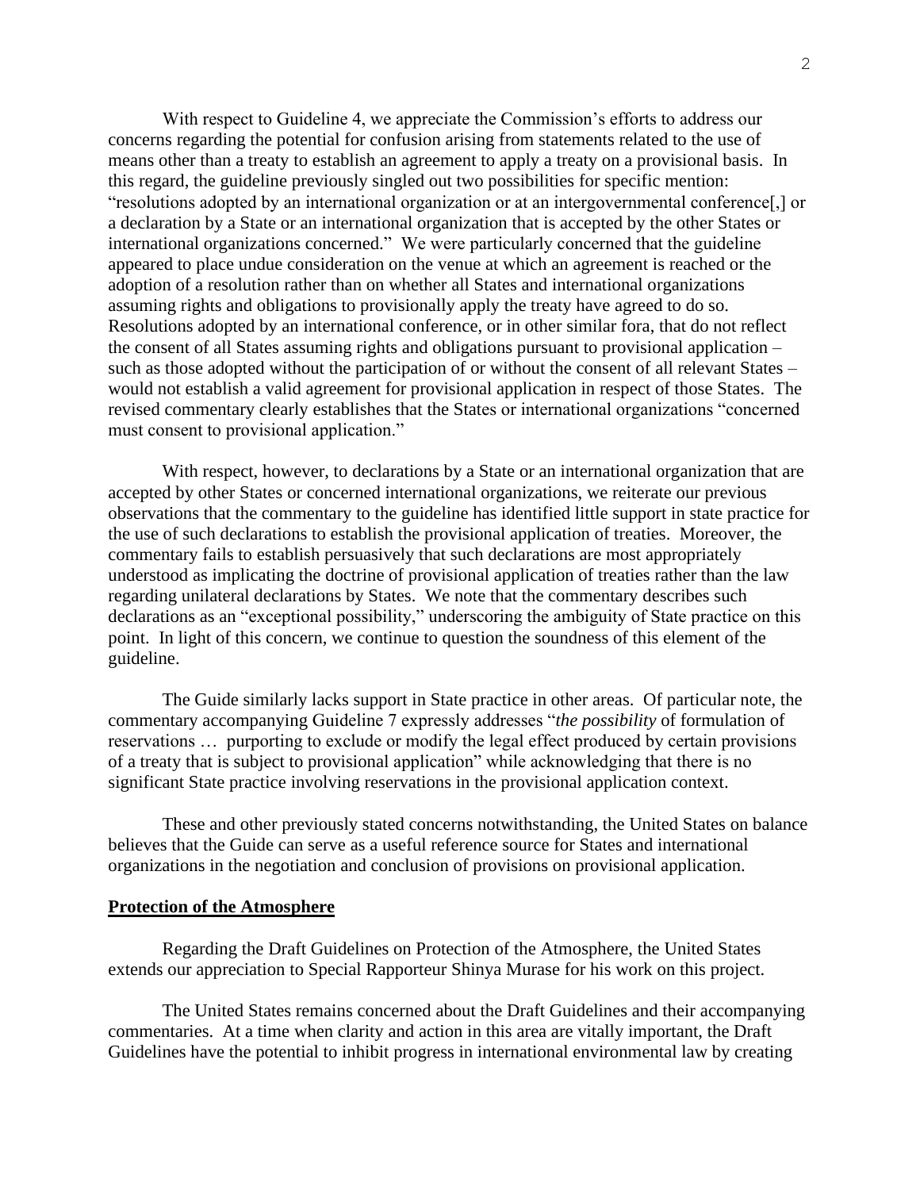With respect to Guideline 4, we appreciate the Commission's efforts to address our concerns regarding the potential for confusion arising from statements related to the use of means other than a treaty to establish an agreement to apply a treaty on a provisional basis. In this regard, the guideline previously singled out two possibilities for specific mention: "resolutions adopted by an international organization or at an intergovernmental conference[,] or a declaration by a State or an international organization that is accepted by the other States or international organizations concerned." We were particularly concerned that the guideline appeared to place undue consideration on the venue at which an agreement is reached or the adoption of a resolution rather than on whether all States and international organizations assuming rights and obligations to provisionally apply the treaty have agreed to do so. Resolutions adopted by an international conference, or in other similar fora, that do not reflect the consent of all States assuming rights and obligations pursuant to provisional application – such as those adopted without the participation of or without the consent of all relevant States – would not establish a valid agreement for provisional application in respect of those States. The revised commentary clearly establishes that the States or international organizations "concerned must consent to provisional application."

With respect, however, to declarations by a State or an international organization that are accepted by other States or concerned international organizations, we reiterate our previous observations that the commentary to the guideline has identified little support in state practice for the use of such declarations to establish the provisional application of treaties. Moreover, the commentary fails to establish persuasively that such declarations are most appropriately understood as implicating the doctrine of provisional application of treaties rather than the law regarding unilateral declarations by States. We note that the commentary describes such declarations as an "exceptional possibility," underscoring the ambiguity of State practice on this point. In light of this concern, we continue to question the soundness of this element of the guideline.

The Guide similarly lacks support in State practice in other areas. Of particular note, the commentary accompanying Guideline 7 expressly addresses "*the possibility* of formulation of reservations … purporting to exclude or modify the legal effect produced by certain provisions of a treaty that is subject to provisional application" while acknowledging that there is no significant State practice involving reservations in the provisional application context.

These and other previously stated concerns notwithstanding, the United States on balance believes that the Guide can serve as a useful reference source for States and international organizations in the negotiation and conclusion of provisions on provisional application.

## Protection of the Atmosphere

Regarding the Draft Guidelines on Protection of the Atmosphere, the United States extends our appreciation to Special Rapporteur Shinya Murase for his work on this project.

The United States remains concerned about the Draft Guidelines and their accompanying commentaries. At a time when clarity and action in this area are vitally important, the Draft Guidelines have the potential to inhibit progress in international environmental law by creating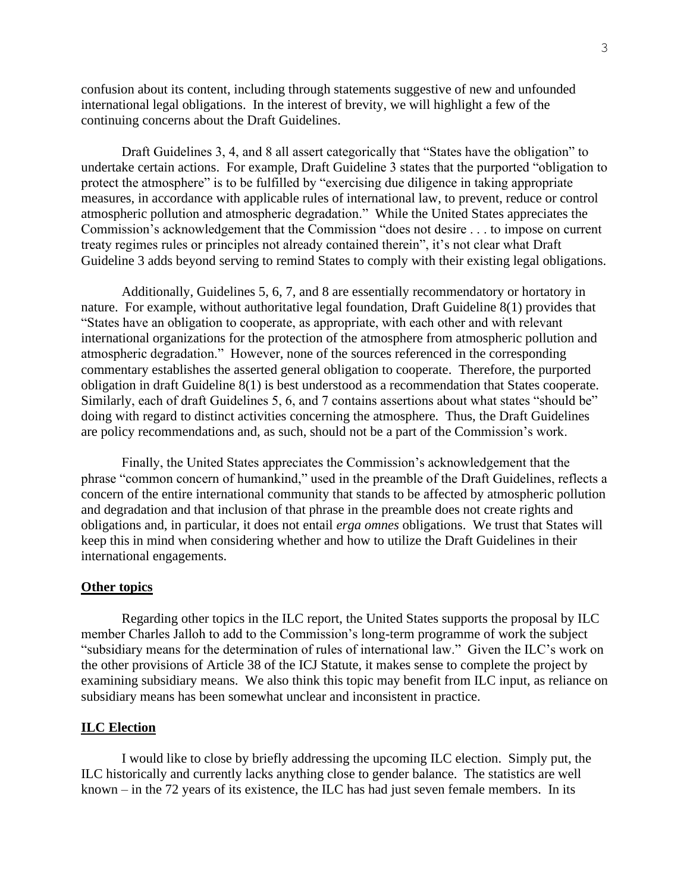confusion about its content, including through statements suggestive of new and unfounded international legal obligations. In the interest of brevity, we will highlight a few of the continuing concerns about the Draft Guidelines.

Draft Guidelines 3, 4, and 8 all assert categorically that "States have the obligation" to undertake certain actions. For example, Draft Guideline 3 states that the purported "obligation to protect the atmosphere" is to be fulfilled by "exercising due diligence in taking appropriate measures, in accordance with applicable rules of international law, to prevent, reduce or control atmospheric pollution and atmospheric degradation." While the United States appreciates the Commission's acknowledgement that the Commission "does not desire . . . to impose on current treaty regimes rules or principles not already contained therein", it's not clear what Draft Guideline 3 adds beyond serving to remind States to comply with their existing legal obligations.

Additionally, Guidelines 5, 6, 7, and 8 are essentially recommendatory or hortatory in nature. For example, without authoritative legal foundation, Draft Guideline 8(1) provides that "States have an obligation to cooperate, as appropriate, with each other and with relevant international organizations for the protection of the atmosphere from atmospheric pollution and atmospheric degradation." However, none of the sources referenced in the corresponding commentary establishes the asserted general obligation to cooperate. Therefore, the purported obligation in draft Guideline 8(1) is best understood as a recommendation that States cooperate. Similarly, each of draft Guidelines 5, 6, and 7 contains assertions about what states "should be" doing with regard to distinct activities concerning the atmosphere. Thus, the Draft Guidelines are policy recommendations and, as such, should not be a part of the Commission's work.

Finally, the United States appreciates the Commission's acknowledgement that the phrase "common concern of humankind," used in the preamble of the Draft Guidelines, reflects a concern of the entire international community that stands to be affected by atmospheric pollution and degradation and that inclusion of that phrase in the preamble does not create rights and obligations and, in particular, it does not entail *erga omnes* obligations. We trust that States will keep this in mind when considering whether and how to utilize the Draft Guidelines in their international engagements.

**Other topics**

Regarding other topics in the ILC report, the United States supports the proposal by ILC member Charles Jalloh to add to the Commission's long-term programme of work the subject "subsidiary means for the determination of rules of international law." Given the ILC's work on the other provisions of Article 38 of the ICJ Statute, it makes sense to complete the project by examining subsidiary means. We also think this topic may benefit from ILC input, as reliance on subsidiary means has been somewhat unclear and inconsistent in practice.

**ILC Election**

I would like to close by briefly addressing the upcoming ILC election. Simply put, the ILC historically and currently lacks anything close to gender balance. The statistics are well known – in the 72 years of its existence, the ILC has had just seven female members. In its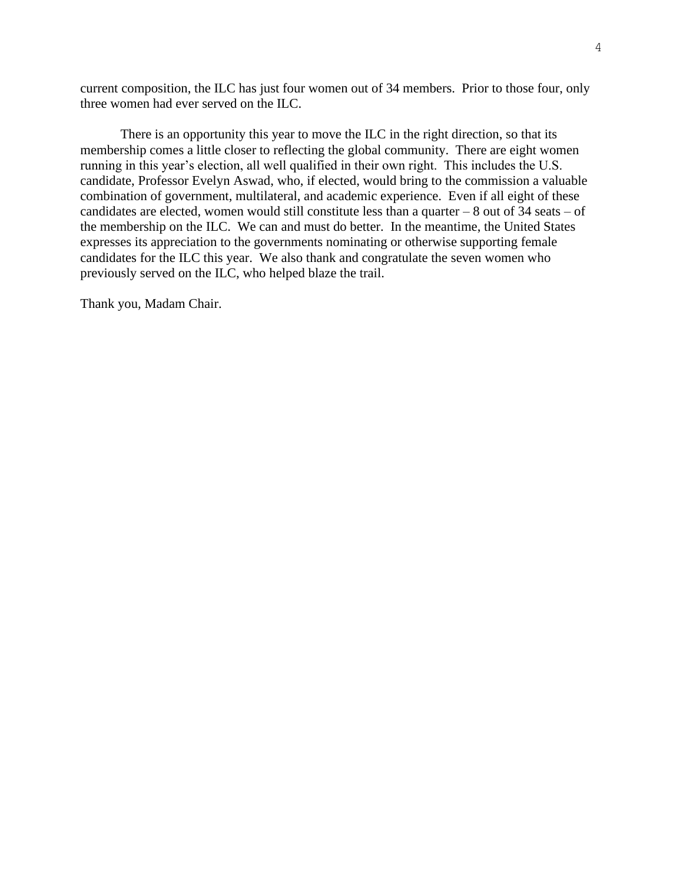current composition, the ILC has just four women out of 34 members. Prior to those four, only three women had ever served on the ILC.

There is an opportunity this year to move the ILC in the right direction, so that its membership comes a little closer to reflecting the global community. There are eight women running in this year's election, all well qualified in their own right. This includes the U.S. candidate, Professor Evelyn Aswad, who, if elected, would bring to the commission a valuable combination of government, multilateral, and academic experience. Even if all eight of these candidates are elected, women would still constitute less than a quarter – 8 out of 34 seats – of the membership on the ILC. We can and must do better. In the meantime, the United States expresses its appreciation to the governments nominating or otherwise supporting female candidates for the ILC this year. We also thank and congratulate the seven women who previously served on the ILC, who helped blaze the trail.

Thank you, Madam Chair.